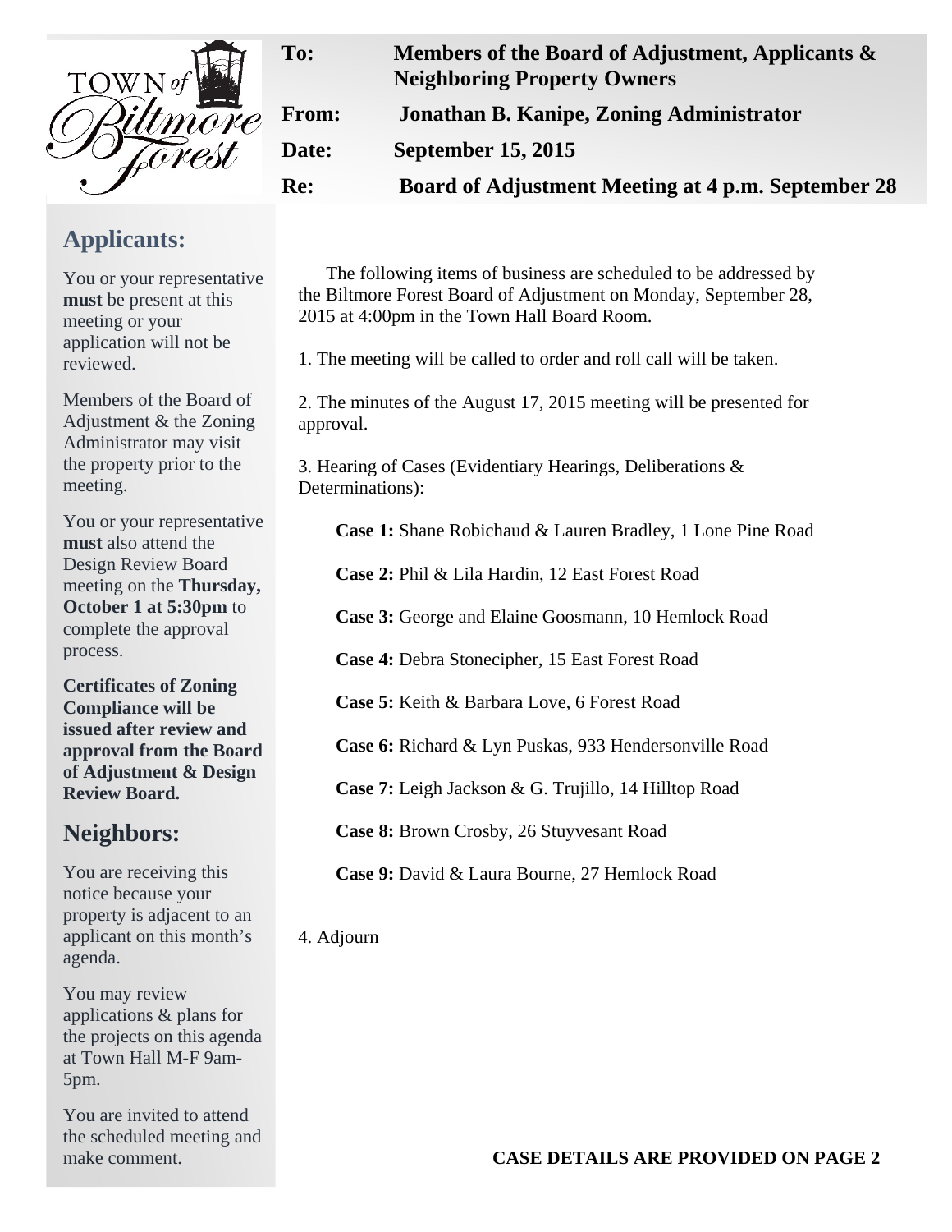TOWN *of* Biltmore Forest

| | |
|---|---|
| **To:** | **Members of the Board of Adjustment, Applicants & Neighboring Property Owners** |
| **From:** | **Jonathan B. Kanipe, Zoning Administrator** |
| **Date:** | **September 15, 2015** |
| **Re:** | **Board of Adjustment Meeting at 4 p.m. September 28** |

The following items of business are scheduled to be addressed by the Biltmore Forest Board of Adjustment on Monday, September 28, 2015 at 4:00pm in the Town Hall Board Room.

1. The meeting will be called to order and roll call will be taken.

2. The minutes of the August 17, 2015 meeting will be presented for approval.

3. Hearing of Cases (Evidentiary Hearings, Deliberations & Determinations):

   **Case 1:** Shane Robichaud & Lauren Bradley, 1 Lone Pine Road

   **Case 2:** Phil & Lila Hardin, 12 East Forest Road

   **Case 3:** George and Elaine Goosmann, 10 Hemlock Road

   **Case 4:** Debra Stonecipher, 15 East Forest Road

   **Case 5:** Keith & Barbara Love, 6 Forest Road

   **Case 6:** Richard & Lyn Puskas, 933 Hendersonville Road

   **Case 7:** Leigh Jackson & G. Trujillo, 14 Hilltop Road

   **Case 8:** Brown Crosby, 26 Stuyvesant Road

   **Case 9:** David & Laura Bourne, 27 Hemlock Road

4. Adjourn

**CASE DETAILS ARE PROVIDED ON PAGE 2**

## Applicants:

You or your representative **must** be present at this meeting or your application will not be reviewed.

Members of the Board of Adjustment & the Zoning Administrator may visit the property prior to the meeting.

You or your representative **must** also attend the Design Review Board meeting on the **Thursday, October 1 at 5:30pm** to complete the approval process.

**Certificates of Zoning Compliance will be issued after review and approval from the Board of Adjustment & Design Review Board.**

## Neighbors:

You are receiving this notice because your property is adjacent to an applicant on this month's agenda.

You may review applications & plans for the projects on this agenda at Town Hall M-F 9am-5pm.

You are invited to attend the scheduled meeting and make comment.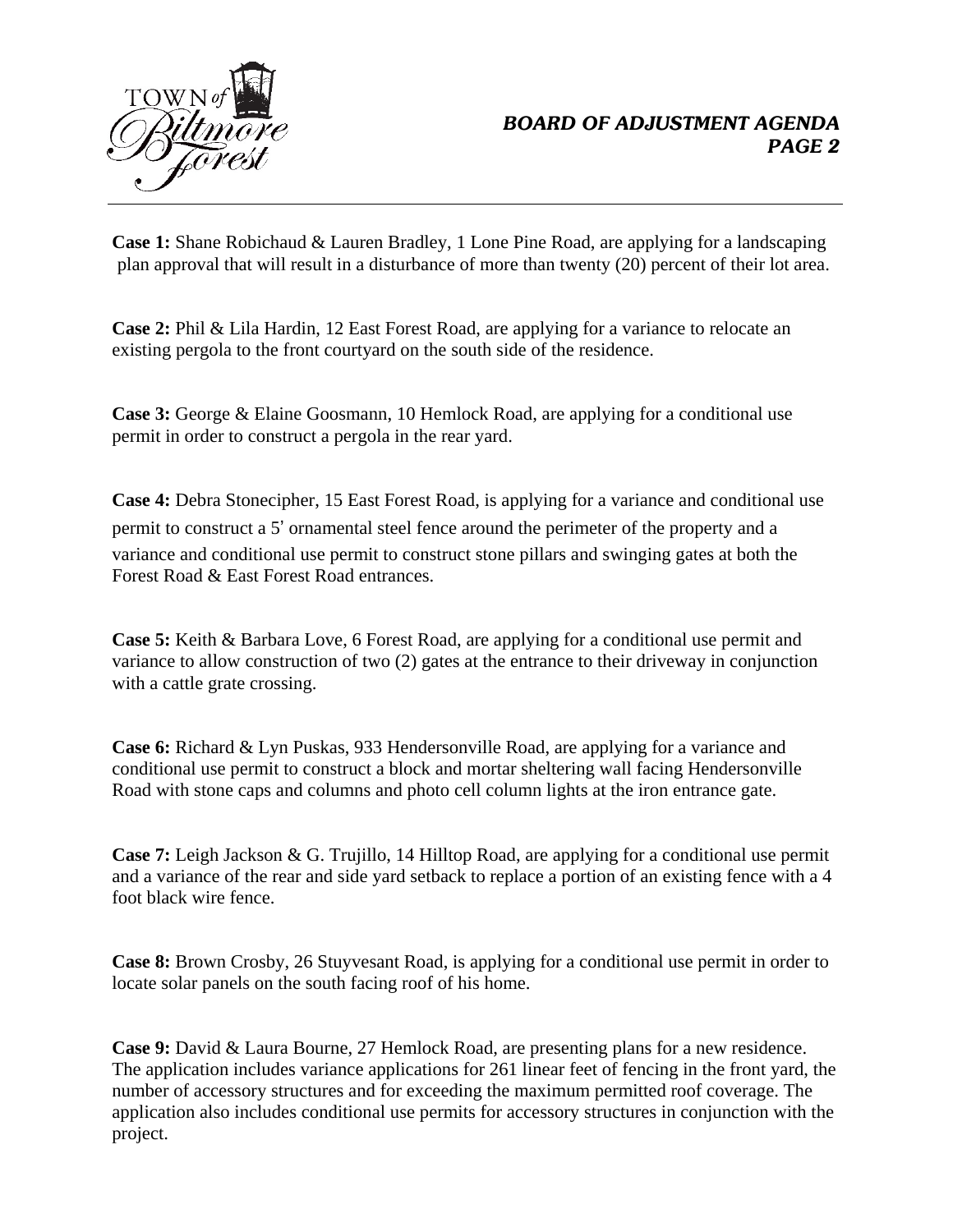**Case 1:** Shane Robichaud & Lauren Bradley, 1 Lone Pine Road, are applying for a landscaping plan approval that will result in a disturbance of more than twenty (20) percent of their lot area.

**Case 2:** Phil & Lila Hardin, 12 East Forest Road, are applying for a variance to relocate an existing pergola to the front courtyard on the south side of the residence.

**Case 3:** George & Elaine Goosmann, 10 Hemlock Road, are applying for a conditional use permit in order to construct a pergola in the rear yard.

**Case 4:** Debra Stonecipher, 15 East Forest Road, is applying for a variance and conditional use permit to construct a 5' ornamental steel fence around the perimeter of the property and a variance and conditional use permit to construct stone pillars and swinging gates at both the Forest Road & East Forest Road entrances.

**Case 5:** Keith & Barbara Love, 6 Forest Road, are applying for a conditional use permit and variance to allow construction of two (2) gates at the entrance to their driveway in conjunction with a cattle grate crossing.

**Case 6:** Richard & Lyn Puskas, 933 Hendersonville Road, are applying for a variance and conditional use permit to construct a block and mortar sheltering wall facing Hendersonville Road with stone caps and columns and photo cell column lights at the iron entrance gate.

**Case 7:** Leigh Jackson & G. Trujillo, 14 Hilltop Road, are applying for a conditional use permit and a variance of the rear and side yard setback to replace a portion of an existing fence with a 4 foot black wire fence.

**Case 8:** Brown Crosby, 26 Stuyvesant Road, is applying for a conditional use permit in order to locate solar panels on the south facing roof of his home.

**Case 9:** David & Laura Bourne, 27 Hemlock Road, are presenting plans for a new residence. The application includes variance applications for 261 linear feet of fencing in the front yard, the number of accessory structures and for exceeding the maximum permitted roof coverage. The application also includes conditional use permits for accessory structures in conjunction with the project.